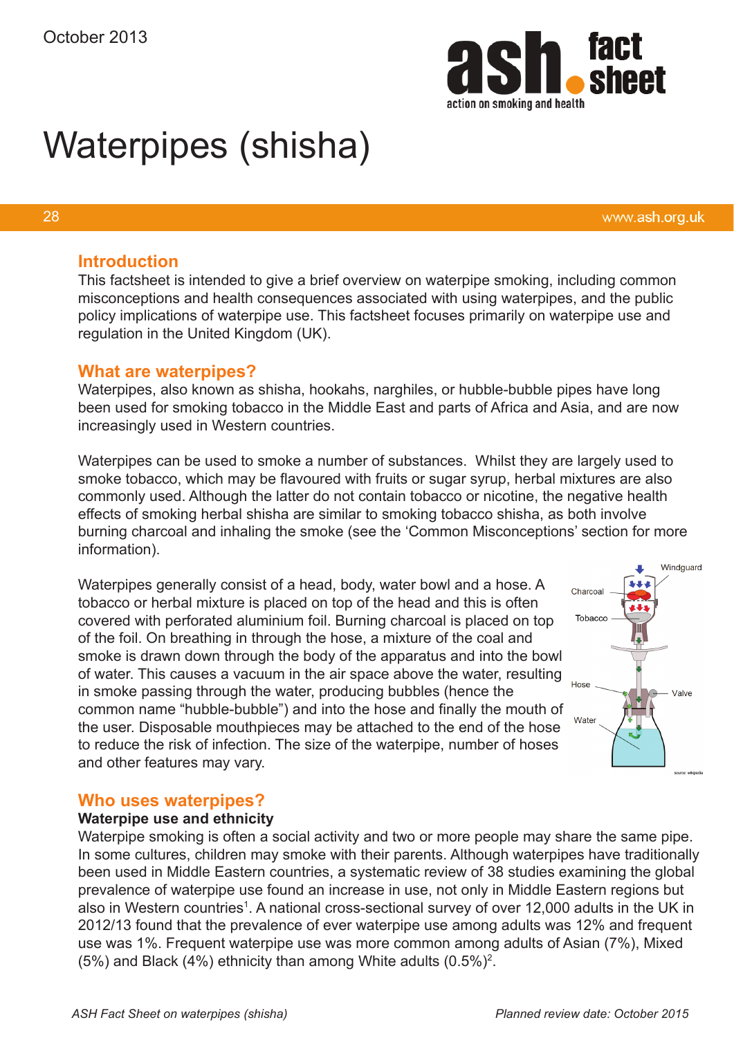October 2013

# Waterpipes (shisha)

28 www.ash.org.uk

## Introduction

This factsheet is intended to give a brief overview on waterpipe smoking, including common misconceptions and health consequences associated with using waterpipes, and the public policy implications of waterpipe use. This factsheet focuses primarily on waterpipe use and regulation in the United Kingdom (UK).

## What are waterpipes?

Waterpipes, also known as shisha, hookahs, narghiles, or hubble-bubble pipes have long been used for smoking tobacco in the Middle East and parts of Africa and Asia, and are now increasingly used in Western countries.

Waterpipes can be used to smoke a number of substances. Whilst they are largely used to smoke tobacco, which may be flavoured with fruits or sugar syrup, herbal mixtures are also commonly used. Although the latter do not contain tobacco or nicotine, the negative health effects of smoking herbal shisha are similar to smoking tobacco shisha, as both involve burning charcoal and inhaling the smoke (see the 'Common Misconceptions' section for more information).

Waterpipes generally consist of a head, body, water bowl and a hose. A tobacco or herbal mixture is placed on top of the head and this is often covered with perforated aluminium foil. Burning charcoal is placed on top of the foil. On breathing in through the hose, a mixture of the coal and smoke is drawn down through the body of the apparatus and into the bowl of water. This causes a vacuum in the air space above the water, resulting in smoke passing through the water, producing bubbles (hence the common name "hubble-bubble") and into the hose and finally the mouth of the user. Disposable mouthpieces may be attached to the end of the hose to reduce the risk of infection. The size of the waterpipe, number of hoses and other features may vary.

## Who uses waterpipes?

### Waterpipe use and ethnicity

Waterpipe smoking is often a social activity and two or more people may share the same pipe. In some cultures, children may smoke with their parents. Although waterpipes have traditionally been used in Middle Eastern countries, a systematic review of 38 studies examining the global prevalence of waterpipe use found an increase in use, not only in Middle Eastern regions but also in Western countries[1]. A national cross-sectional survey of over 12,000 adults in the UK in 2012/13 found that the prevalence of ever waterpipe use among adults was 12% and frequent use was 1%. Frequent waterpipe use was more common among adults of Asian (7%), Mixed (5%) and Black (4%) ethnicity than among White adults (0.5%)[2].

*ASH Fact Sheet on waterpipes (shisha)* *Planned review date: October 2015*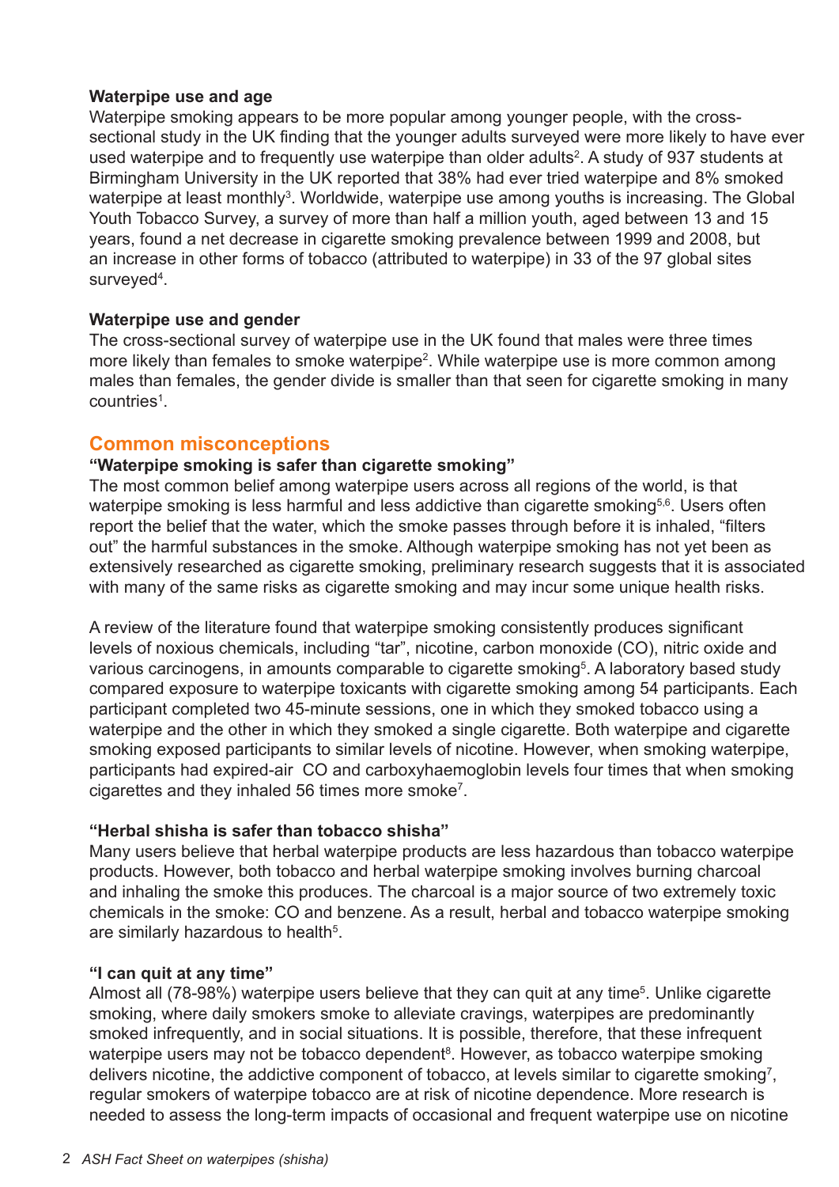### Waterpipe use and age

Waterpipe smoking appears to be more popular among younger people, with the cross-sectional study in the UK finding that the younger adults surveyed were more likely to have ever used waterpipe and to frequently use waterpipe than older adults[2]. A study of 937 students at Birmingham University in the UK reported that 38% had ever tried waterpipe and 8% smoked waterpipe at least monthly[3]. Worldwide, waterpipe use among youths is increasing. The Global Youth Tobacco Survey, a survey of more than half a million youth, aged between 13 and 15 years, found a net decrease in cigarette smoking prevalence between 1999 and 2008, but an increase in other forms of tobacco (attributed to waterpipe) in 33 of the 97 global sites surveyed[4].

### Waterpipe use and gender

The cross-sectional survey of waterpipe use in the UK found that males were three times more likely than females to smoke waterpipe[2]. While waterpipe use is more common among males than females, the gender divide is smaller than that seen for cigarette smoking in many countries[1].

## Common misconceptions

### "Waterpipe smoking is safer than cigarette smoking"

The most common belief among waterpipe users across all regions of the world, is that waterpipe smoking is less harmful and less addictive than cigarette smoking[5,6]. Users often report the belief that the water, which the smoke passes through before it is inhaled, "filters out" the harmful substances in the smoke. Although waterpipe smoking has not yet been as extensively researched as cigarette smoking, preliminary research suggests that it is associated with many of the same risks as cigarette smoking and may incur some unique health risks.

A review of the literature found that waterpipe smoking consistently produces significant levels of noxious chemicals, including "tar", nicotine, carbon monoxide (CO), nitric oxide and various carcinogens, in amounts comparable to cigarette smoking[5]. A laboratory based study compared exposure to waterpipe toxicants with cigarette smoking among 54 participants. Each participant completed two 45-minute sessions, one in which they smoked tobacco using a waterpipe and the other in which they smoked a single cigarette. Both waterpipe and cigarette smoking exposed participants to similar levels of nicotine. However, when smoking waterpipe, participants had expired-air CO and carboxyhaemoglobin levels four times that when smoking cigarettes and they inhaled 56 times more smoke[7].

### "Herbal shisha is safer than tobacco shisha"

Many users believe that herbal waterpipe products are less hazardous than tobacco waterpipe products. However, both tobacco and herbal waterpipe smoking involves burning charcoal and inhaling the smoke this produces. The charcoal is a major source of two extremely toxic chemicals in the smoke: CO and benzene. As a result, herbal and tobacco waterpipe smoking are similarly hazardous to health[5].

### "I can quit at any time"

Almost all (78-98%) waterpipe users believe that they can quit at any time[5]. Unlike cigarette smoking, where daily smokers smoke to alleviate cravings, waterpipes are predominantly smoked infrequently, and in social situations. It is possible, therefore, that these infrequent waterpipe users may not be tobacco dependent[8]. However, as tobacco waterpipe smoking delivers nicotine, the addictive component of tobacco, at levels similar to cigarette smoking[7], regular smokers of waterpipe tobacco are at risk of nicotine dependence. More research is needed to assess the long-term impacts of occasional and frequent waterpipe use on nicotine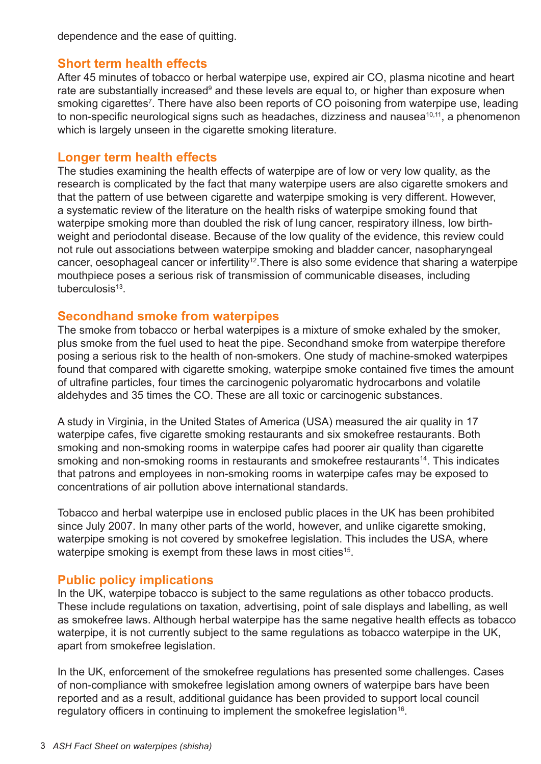dependence and the ease of quitting.

## Short term health effects

After 45 minutes of tobacco or herbal waterpipe use, expired air CO, plasma nicotine and heart rate are substantially increased[9] and these levels are equal to, or higher than exposure when smoking cigarettes[7]. There have also been reports of CO poisoning from waterpipe use, leading to non-specific neurological signs such as headaches, dizziness and nausea[10,11], a phenomenon which is largely unseen in the cigarette smoking literature.

## Longer term health effects

The studies examining the health effects of waterpipe are of low or very low quality, as the research is complicated by the fact that many waterpipe users are also cigarette smokers and that the pattern of use between cigarette and waterpipe smoking is very different. However, a systematic review of the literature on the health risks of waterpipe smoking found that waterpipe smoking more than doubled the risk of lung cancer, respiratory illness, low birth-weight and periodontal disease. Because of the low quality of the evidence, this review could not rule out associations between waterpipe smoking and bladder cancer, nasopharyngeal cancer, oesophageal cancer or infertility[12].There is also some evidence that sharing a waterpipe mouthpiece poses a serious risk of transmission of communicable diseases, including tuberculosis[13].

## Secondhand smoke from waterpipes

The smoke from tobacco or herbal waterpipes is a mixture of smoke exhaled by the smoker, plus smoke from the fuel used to heat the pipe. Secondhand smoke from waterpipe therefore posing a serious risk to the health of non-smokers. One study of machine-smoked waterpipes found that compared with cigarette smoking, waterpipe smoke contained five times the amount of ultrafine particles, four times the carcinogenic polyaromatic hydrocarbons and volatile aldehydes and 35 times the CO. These are all toxic or carcinogenic substances.

A study in Virginia, in the United States of America (USA) measured the air quality in 17 waterpipe cafes, five cigarette smoking restaurants and six smokefree restaurants. Both smoking and non-smoking rooms in waterpipe cafes had poorer air quality than cigarette smoking and non-smoking rooms in restaurants and smokefree restaurants[14]. This indicates that patrons and employees in non-smoking rooms in waterpipe cafes may be exposed to concentrations of air pollution above international standards.

Tobacco and herbal waterpipe use in enclosed public places in the UK has been prohibited since July 2007. In many other parts of the world, however, and unlike cigarette smoking, waterpipe smoking is not covered by smokefree legislation. This includes the USA, where waterpipe smoking is exempt from these laws in most cities[15].

## Public policy implications

In the UK, waterpipe tobacco is subject to the same regulations as other tobacco products. These include regulations on taxation, advertising, point of sale displays and labelling, as well as smokefree laws. Although herbal waterpipe has the same negative health effects as tobacco waterpipe, it is not currently subject to the same regulations as tobacco waterpipe in the UK, apart from smokefree legislation.

In the UK, enforcement of the smokefree regulations has presented some challenges. Cases of non-compliance with smokefree legislation among owners of waterpipe bars have been reported and as a result, additional guidance has been provided to support local council regulatory officers in continuing to implement the smokefree legislation[16].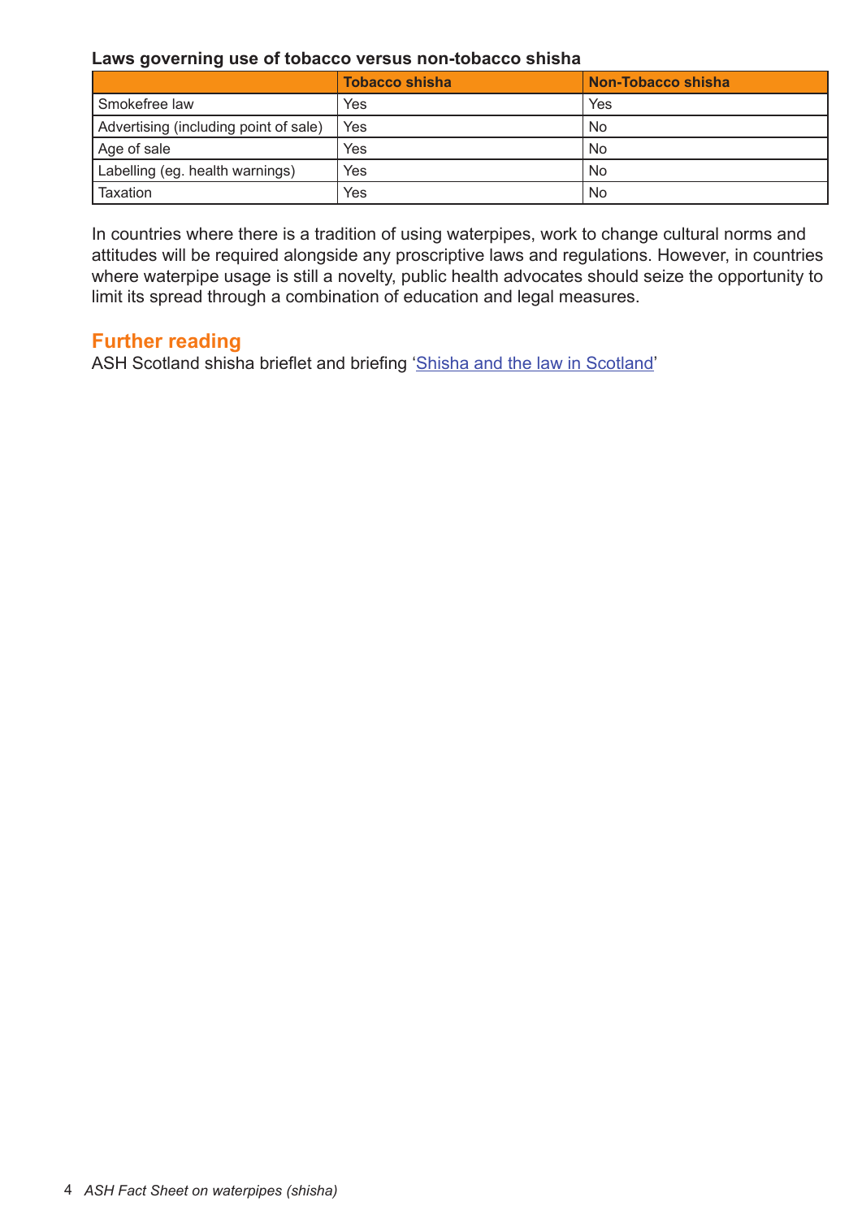**Laws governing use of tobacco versus non-tobacco shisha**

| | Tobacco shisha | Non-Tobacco shisha |
|---|---|---|
| Smokefree law | Yes | Yes |
| Advertising (including point of sale) | Yes | No |
| Age of sale | Yes | No |
| Labelling (eg. health warnings) | Yes | No |
| Taxation | Yes | No |

In countries where there is a tradition of using waterpipes, work to change cultural norms and attitudes will be required alongside any proscriptive laws and regulations. However, in countries where waterpipe usage is still a novelty, public health advocates should seize the opportunity to limit its spread through a combination of education and legal measures.

## Further reading

ASH Scotland shisha brieflet and briefing 'Shisha and the law in Scotland'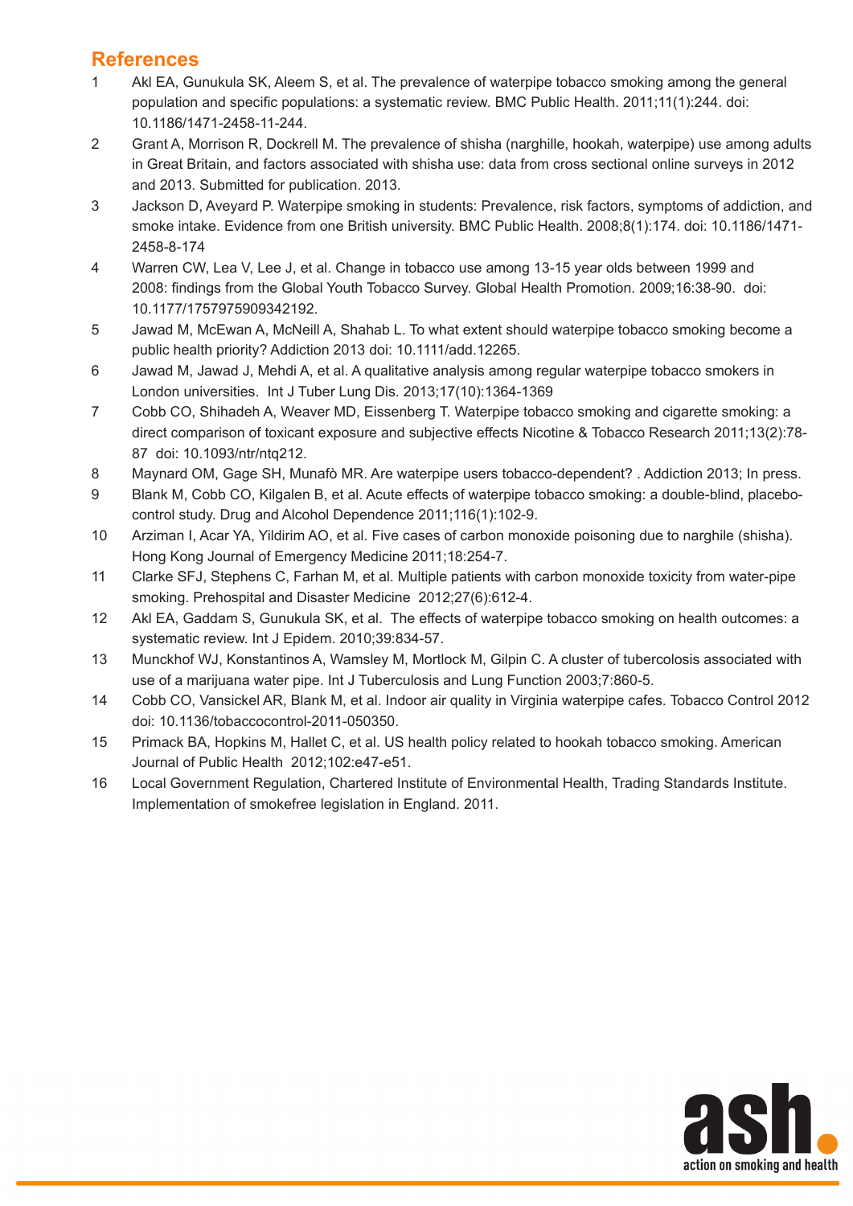## References

1. Akl EA, Gunukula SK, Aleem S, et al. The prevalence of waterpipe tobacco smoking among the general population and specific populations: a systematic review. BMC Public Health. 2011;11(1):244. doi: 10.1186/1471-2458-11-244.
2. Grant A, Morrison R, Dockrell M. The prevalence of shisha (narghille, hookah, waterpipe) use among adults in Great Britain, and factors associated with shisha use: data from cross sectional online surveys in 2012 and 2013. Submitted for publication. 2013.
3. Jackson D, Aveyard P. Waterpipe smoking in students: Prevalence, risk factors, symptoms of addiction, and smoke intake. Evidence from one British university. BMC Public Health. 2008;8(1):174. doi: 10.1186/1471-2458-8-174
4. Warren CW, Lea V, Lee J, et al. Change in tobacco use among 13-15 year olds between 1999 and 2008: findings from the Global Youth Tobacco Survey. Global Health Promotion. 2009;16:38-90. doi: 10.1177/1757975909342192.
5. Jawad M, McEwan A, McNeill A, Shahab L. To what extent should waterpipe tobacco smoking become a public health priority? Addiction 2013 doi: 10.1111/add.12265.
6. Jawad M, Jawad J, Mehdi A, et al. A qualitative analysis among regular waterpipe tobacco smokers in London universities. Int J Tuber Lung Dis. 2013;17(10):1364-1369
7. Cobb CO, Shihadeh A, Weaver MD, Eissenberg T. Waterpipe tobacco smoking and cigarette smoking: a direct comparison of toxicant exposure and subjective effects Nicotine & Tobacco Research 2011;13(2):78-87 doi: 10.1093/ntr/ntq212.
8. Maynard OM, Gage SH, Munafò MR. Are waterpipe users tobacco-dependent? . Addiction 2013; In press.
9. Blank M, Cobb CO, Kilgalen B, et al. Acute effects of waterpipe tobacco smoking: a double-blind, placebo-control study. Drug and Alcohol Dependence 2011;116(1):102-9.
10. Arziman I, Acar YA, Yildirim AO, et al. Five cases of carbon monoxide poisoning due to narghile (shisha). Hong Kong Journal of Emergency Medicine 2011;18:254-7.
11. Clarke SFJ, Stephens C, Farhan M, et al. Multiple patients with carbon monoxide toxicity from water-pipe smoking. Prehospital and Disaster Medicine 2012;27(6):612-4.
12. Akl EA, Gaddam S, Gunukula SK, et al. The effects of waterpipe tobacco smoking on health outcomes: a systematic review. Int J Epidem. 2010;39:834-57.
13. Munckhof WJ, Konstantinos A, Wamsley M, Mortlock M, Gilpin C. A cluster of tubercolosis associated with use of a marijuana water pipe. Int J Tuberculosis and Lung Function 2003;7:860-5.
14. Cobb CO, Vansickel AR, Blank M, et al. Indoor air quality in Virginia waterpipe cafes. Tobacco Control 2012 doi: 10.1136/tobaccocontrol-2011-050350.
15. Primack BA, Hopkins M, Hallet C, et al. US health policy related to hookah tobacco smoking. American Journal of Public Health 2012;102:e47-e51.
16. Local Government Regulation, Chartered Institute of Environmental Health, Trading Standards Institute. Implementation of smokefree legislation in England. 2011.

ash. action on smoking and health